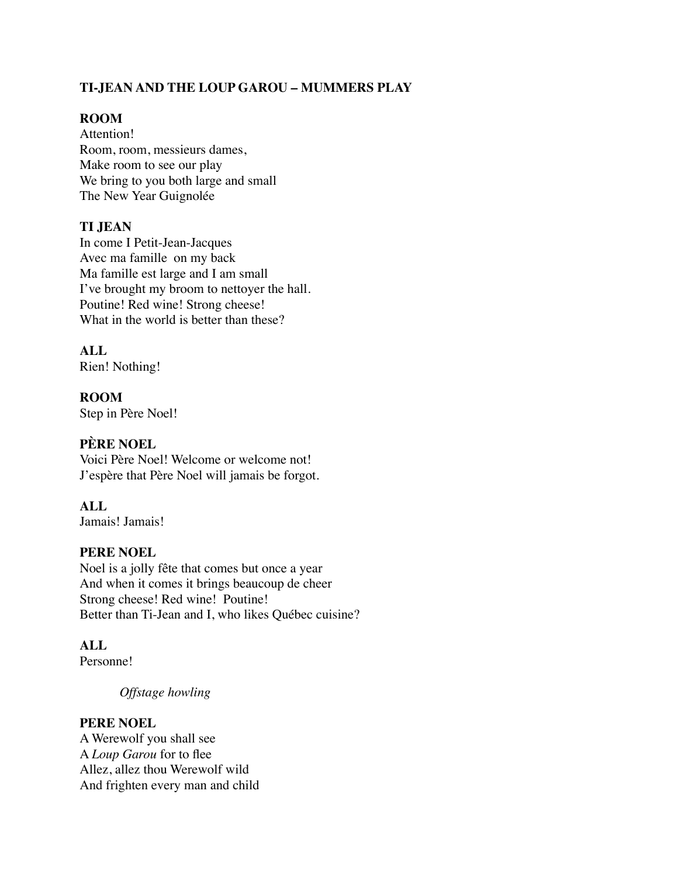**TI-JEAN AND THE LOUP GAROU – MUMMERS PLAY**

**ROOM**
Attention!
Room, room, messieurs dames,
Make room to see our play
We bring to you both large and small
The New Year Guignolée

**TI JEAN**
In come I Petit-Jean-Jacques
Avec ma famille on my back
Ma famille est large and I am small
I've brought my broom to nettoyer the hall.
Poutine! Red wine! Strong cheese!
What in the world is better than these?

**ALL**
Rien! Nothing!

**ROOM**
Step in Père Noel!

**PÈRE NOEL**
Voici Père Noel! Welcome or welcome not!
J'espère that Père Noel will jamais be forgot.

**ALL**
Jamais! Jamais!

**PERE NOEL**
Noel is a jolly fête that comes but once a year
And when it comes it brings beaucoup de cheer
Strong cheese! Red wine! Poutine!
Better than Ti-Jean and I, who likes Québec cuisine?

**ALL**
Personne!

*Offstage howling*

**PERE NOEL**
A Werewolf you shall see
A *Loup Garou* for to flee
Allez, allez thou Werewolf wild
And frighten every man and child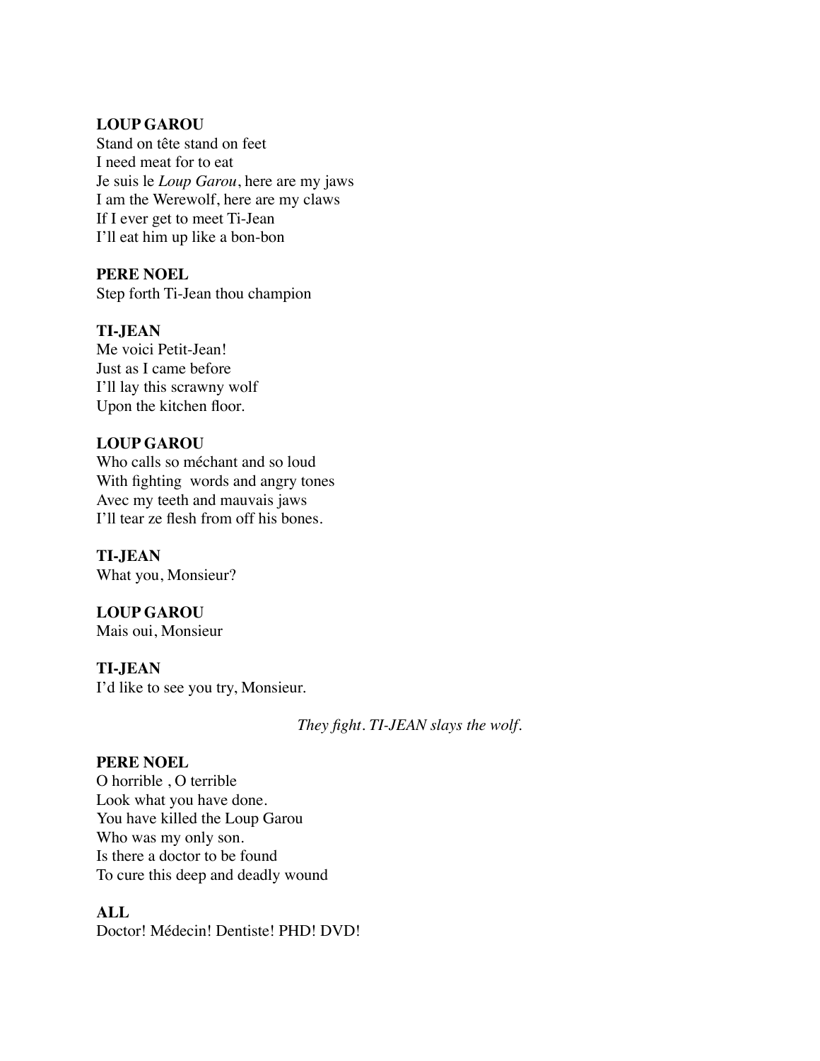**LOUP GAROU**
Stand on tête stand on feet
I need meat for to eat
Je suis le *Loup Garou*, here are my jaws
I am the Werewolf, here are my claws
If I ever get to meet Ti-Jean
I'll eat him up like a bon-bon

**PERE NOEL**
Step forth Ti-Jean thou champion

**TI-JEAN**
Me voici Petit-Jean!
Just as I came before
I'll lay this scrawny wolf
Upon the kitchen floor.

**LOUP GAROU**
Who calls so méchant and so loud
With fighting words and angry tones
Avec my teeth and mauvais jaws
I'll tear ze flesh from off his bones.

**TI-JEAN**
What you, Monsieur?

**LOUP GAROU**
Mais oui, Monsieur

**TI-JEAN**
I'd like to see you try, Monsieur.

*They fight. TI-JEAN slays the wolf.*

**PERE NOEL**
O horrible , O terrible
Look what you have done.
You have killed the Loup Garou
Who was my only son.
Is there a doctor to be found
To cure this deep and deadly wound

**ALL**
Doctor! Médecin! Dentiste! PHD! DVD!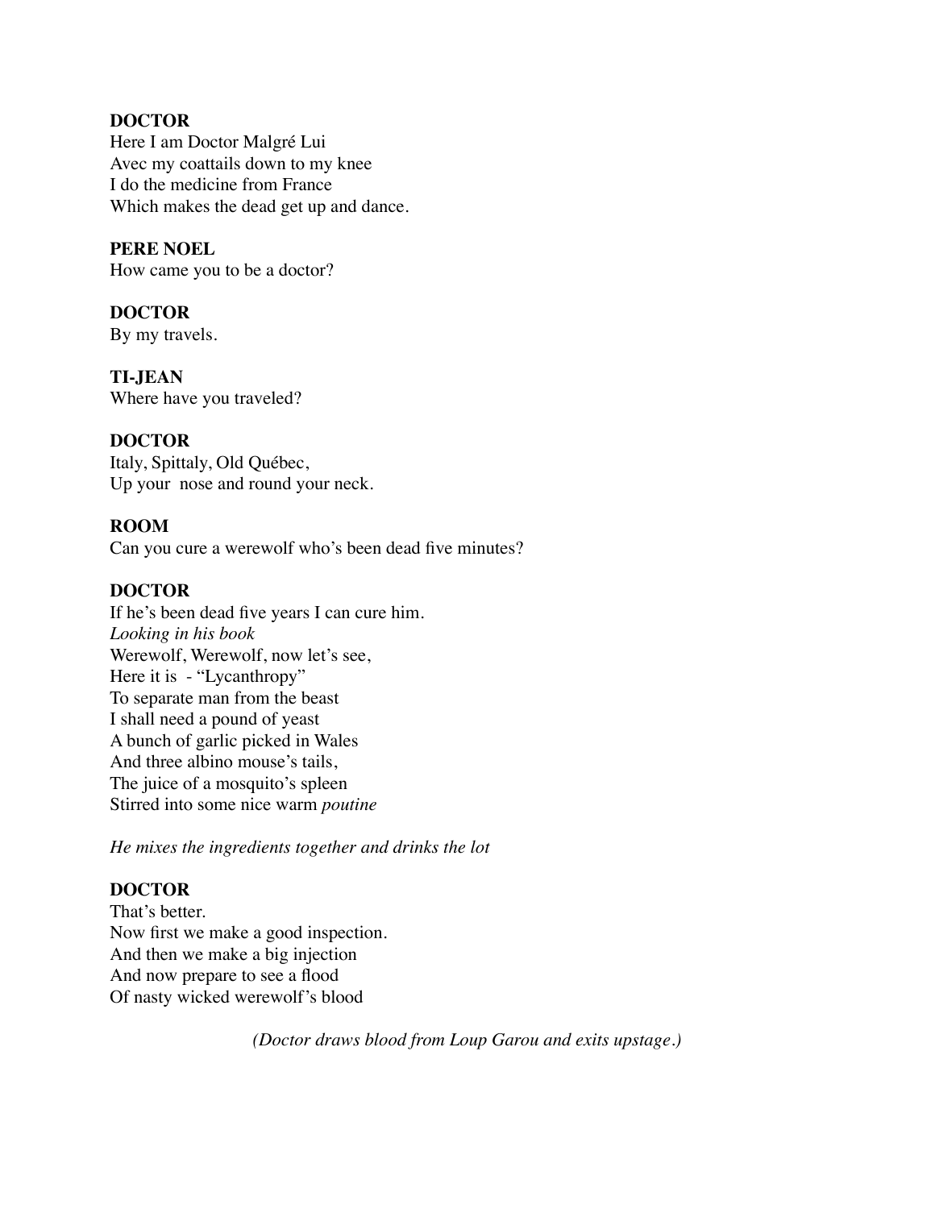**DOCTOR**
Here I am Doctor Malgré Lui
Avec my coattails down to my knee
I do the medicine from France
Which makes the dead get up and dance.

**PERE NOEL**
How came you to be a doctor?

**DOCTOR**
By my travels.

**TI-JEAN**
Where have you traveled?

**DOCTOR**
Italy, Spittaly, Old Québec,
Up your nose and round your neck.

**ROOM**
Can you cure a werewolf who's been dead five minutes?

**DOCTOR**
If he's been dead five years I can cure him.
*Looking in his book*
Werewolf, Werewolf, now let's see,
Here it is - "Lycanthropy"
To separate man from the beast
I shall need a pound of yeast
A bunch of garlic picked in Wales
And three albino mouse's tails,
The juice of a mosquito's spleen
Stirred into some nice warm *poutine*

*He mixes the ingredients together and drinks the lot*

**DOCTOR**
That's better.
Now first we make a good inspection.
And then we make a big injection
And now prepare to see a flood
Of nasty wicked werewolf's blood

*(Doctor draws blood from Loup Garou and exits upstage.)*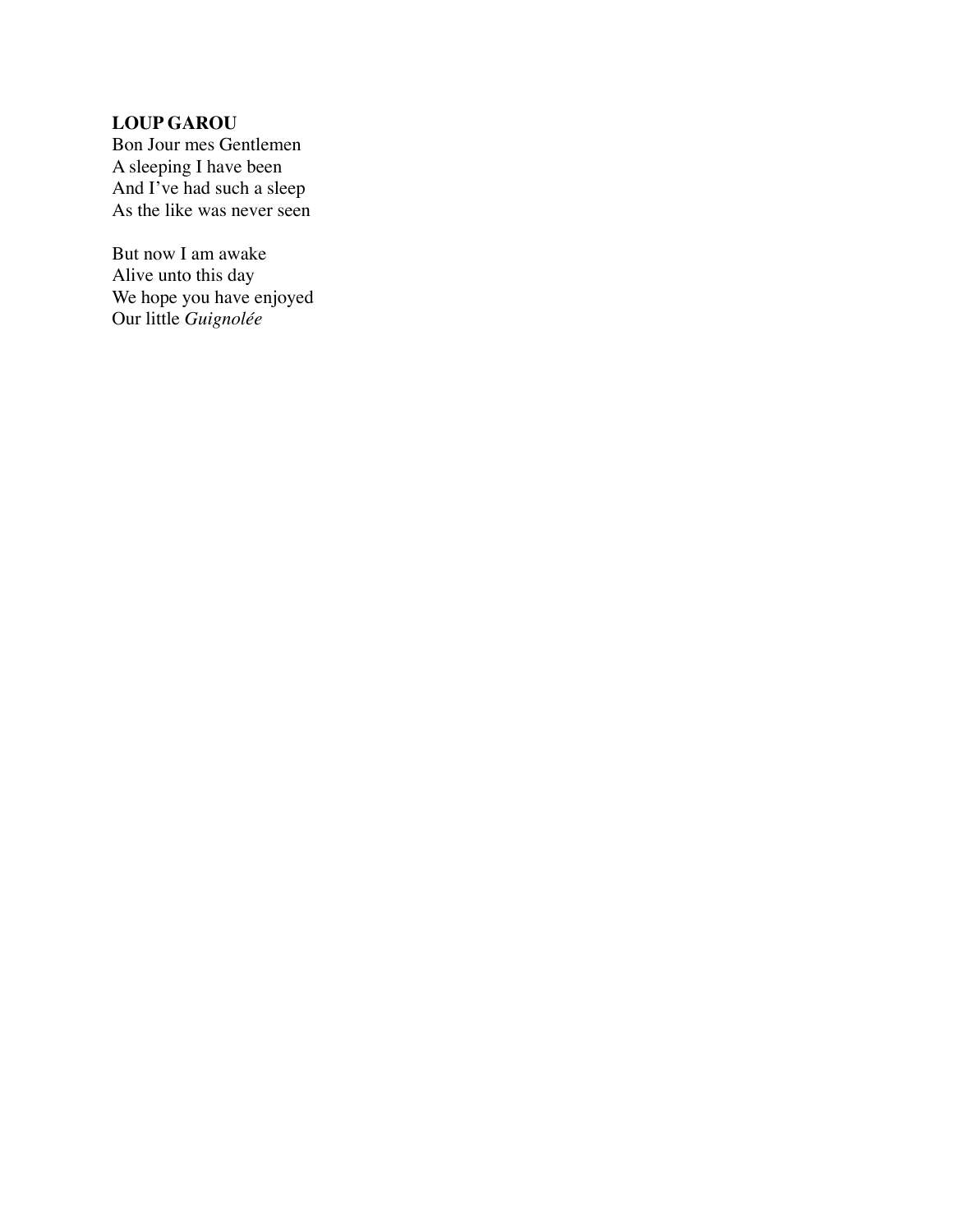**LOUP GAROU**
Bon Jour mes Gentlemen
A sleeping I have been
And I've had such a sleep
As the like was never seen

But now I am awake
Alive unto this day
We hope you have enjoyed
Our little *Guignolée*